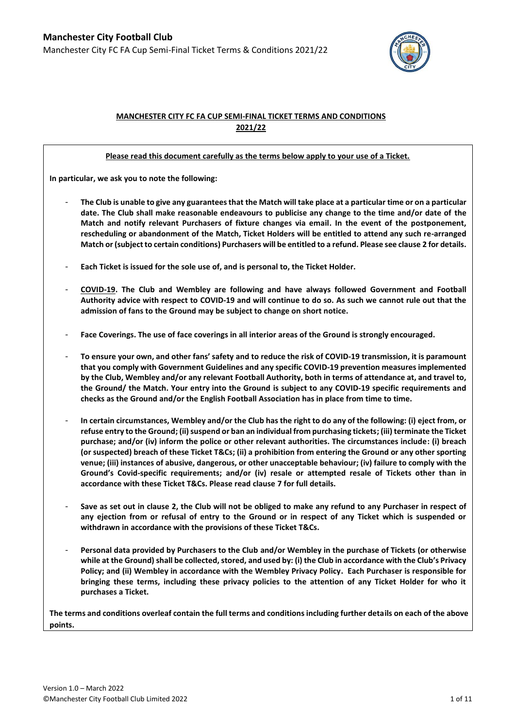## MANCHESTER CITY FC FA CUP SEMI-FINAL TICKET TERMS AND CONDITIONS 2021/22

**Please read this document carefully as the terms below apply to your use of a Ticket.**

**In particular, we ask you to note the following:**

- **The Club is unable to give any guarantees that the Match will take place at a particular time or on a particular date. The Club shall make reasonable endeavours to publicise any change to the time and/or date of the Match and notify relevant Purchasers of fixture changes via email. In the event of the postponement, rescheduling or abandonment of the Match, Ticket Holders will be entitled to attend any such re-arranged Match or (subject to certain conditions) Purchasers will be entitled to a refund. Please see clause 2 for details.**
- **Each Ticket is issued for the sole use of, and is personal to, the Ticket Holder.**
- **COVID-19. The Club and Wembley are following and have always followed Government and Football Authority advice with respect to COVID-19 and will continue to do so. As such we cannot rule out that the admission of fans to the Ground may be subject to change on short notice.**
- **Face Coverings. The use of face coverings in all interior areas of the Ground is strongly encouraged.**
- **To ensure your own, and other fans' safety and to reduce the risk of COVID-19 transmission, it is paramount that you comply with Government Guidelines and any specific COVID-19 prevention measures implemented by the Club, Wembley and/or any relevant Football Authority, both in terms of attendance at, and travel to, the Ground/ the Match. Your entry into the Ground is subject to any COVID-19 specific requirements and checks as the Ground and/or the English Football Association has in place from time to time.**
- **In certain circumstances, Wembley and/or the Club has the right to do any of the following: (i) eject from, or refuse entry to the Ground; (ii) suspend or ban an individual from purchasing tickets; (iii) terminate the Ticket purchase; and/or (iv) inform the police or other relevant authorities. The circumstances include: (i) breach (or suspected) breach of these Ticket T&Cs; (ii) a prohibition from entering the Ground or any other sporting venue; (iii) instances of abusive, dangerous, or other unacceptable behaviour; (iv) failure to comply with the Ground's Covid-specific requirements; and/or (iv) resale or attempted resale of Tickets other than in accordance with these Ticket T&Cs. Please read clause 7 for full details.**
- **Save as set out in clause 2, the Club will not be obliged to make any refund to any Purchaser in respect of any ejection from or refusal of entry to the Ground or in respect of any Ticket which is suspended or withdrawn in accordance with the provisions of these Ticket T&Cs.**
- **Personal data provided by Purchasers to the Club and/or Wembley in the purchase of Tickets (or otherwise while at the Ground) shall be collected, stored, and used by: (i) the Club in accordance with the Club's Privacy Policy; and (ii) Wembley in accordance with the Wembley Privacy Policy. Each Purchaser is responsible for bringing these terms, including these privacy policies to the attention of any Ticket Holder for who it purchases a Ticket.**

**The terms and conditions overleaf contain the full terms and conditions including further details on each of the above points.**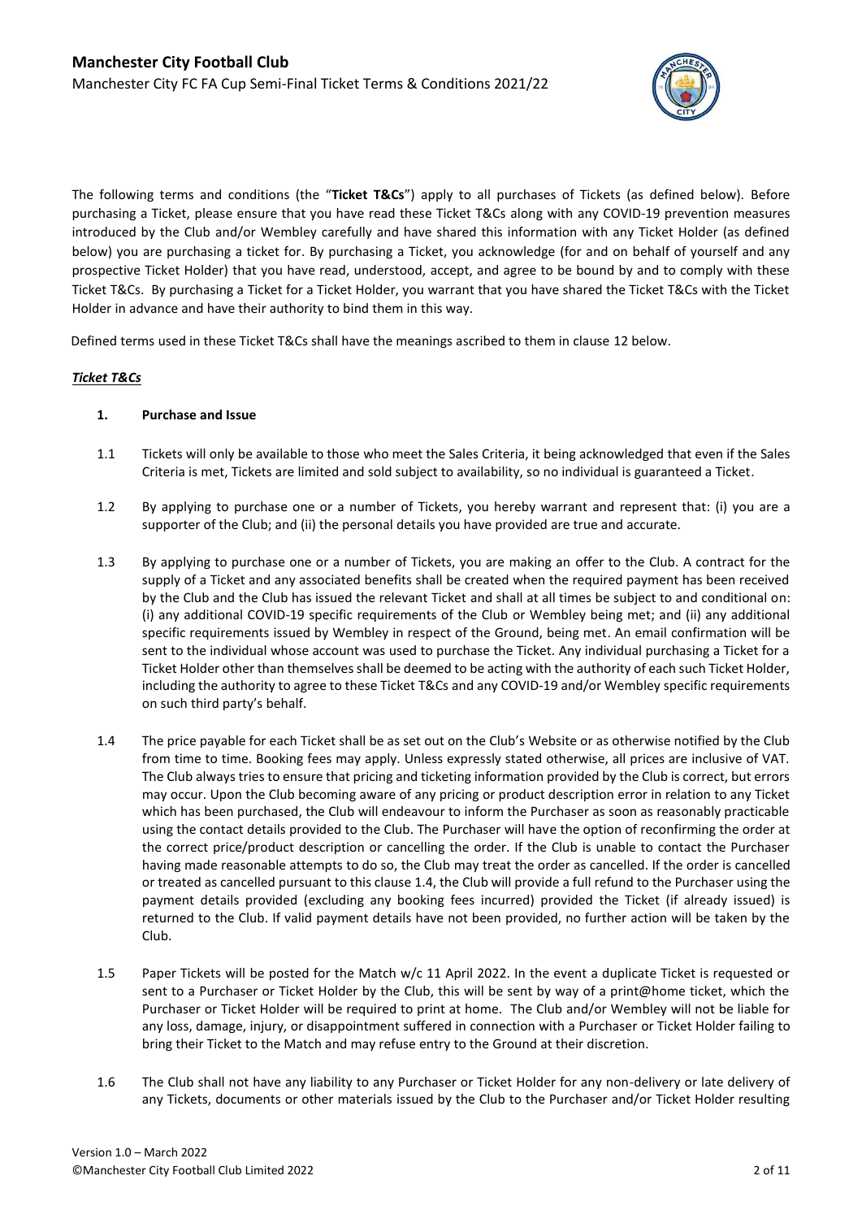The following terms and conditions (the "**Ticket T&Cs**") apply to all purchases of Tickets (as defined below). Before purchasing a Ticket, please ensure that you have read these Ticket T&Cs along with any COVID-19 prevention measures introduced by the Club and/or Wembley carefully and have shared this information with any Ticket Holder (as defined below) you are purchasing a ticket for. By purchasing a Ticket, you acknowledge (for and on behalf of yourself and any prospective Ticket Holder) that you have read, understood, accept, and agree to be bound by and to comply with these Ticket T&Cs. By purchasing a Ticket for a Ticket Holder, you warrant that you have shared the Ticket T&Cs with the Ticket Holder in advance and have their authority to bind them in this way.

Defined terms used in these Ticket T&Cs shall have the meanings ascribed to them in clause 12 below.

***Ticket T&Cs***

**1. Purchase and Issue**

1.1 Tickets will only be available to those who meet the Sales Criteria, it being acknowledged that even if the Sales Criteria is met, Tickets are limited and sold subject to availability, so no individual is guaranteed a Ticket.

1.2 By applying to purchase one or a number of Tickets, you hereby warrant and represent that: (i) you are a supporter of the Club; and (ii) the personal details you have provided are true and accurate.

1.3 By applying to purchase one or a number of Tickets, you are making an offer to the Club. A contract for the supply of a Ticket and any associated benefits shall be created when the required payment has been received by the Club and the Club has issued the relevant Ticket and shall at all times be subject to and conditional on: (i) any additional COVID-19 specific requirements of the Club or Wembley being met; and (ii) any additional specific requirements issued by Wembley in respect of the Ground, being met. An email confirmation will be sent to the individual whose account was used to purchase the Ticket. Any individual purchasing a Ticket for a Ticket Holder other than themselves shall be deemed to be acting with the authority of each such Ticket Holder, including the authority to agree to these Ticket T&Cs and any COVID-19 and/or Wembley specific requirements on such third party's behalf.

1.4 The price payable for each Ticket shall be as set out on the Club's Website or as otherwise notified by the Club from time to time. Booking fees may apply. Unless expressly stated otherwise, all prices are inclusive of VAT. The Club always tries to ensure that pricing and ticketing information provided by the Club is correct, but errors may occur. Upon the Club becoming aware of any pricing or product description error in relation to any Ticket which has been purchased, the Club will endeavour to inform the Purchaser as soon as reasonably practicable using the contact details provided to the Club. The Purchaser will have the option of reconfirming the order at the correct price/product description or cancelling the order. If the Club is unable to contact the Purchaser having made reasonable attempts to do so, the Club may treat the order as cancelled. If the order is cancelled or treated as cancelled pursuant to this clause 1.4, the Club will provide a full refund to the Purchaser using the payment details provided (excluding any booking fees incurred) provided the Ticket (if already issued) is returned to the Club. If valid payment details have not been provided, no further action will be taken by the Club.

1.5 Paper Tickets will be posted for the Match w/c 11 April 2022. In the event a duplicate Ticket is requested or sent to a Purchaser or Ticket Holder by the Club, this will be sent by way of a print@home ticket, which the Purchaser or Ticket Holder will be required to print at home. The Club and/or Wembley will not be liable for any loss, damage, injury, or disappointment suffered in connection with a Purchaser or Ticket Holder failing to bring their Ticket to the Match and may refuse entry to the Ground at their discretion.

1.6 The Club shall not have any liability to any Purchaser or Ticket Holder for any non-delivery or late delivery of any Tickets, documents or other materials issued by the Club to the Purchaser and/or Ticket Holder resulting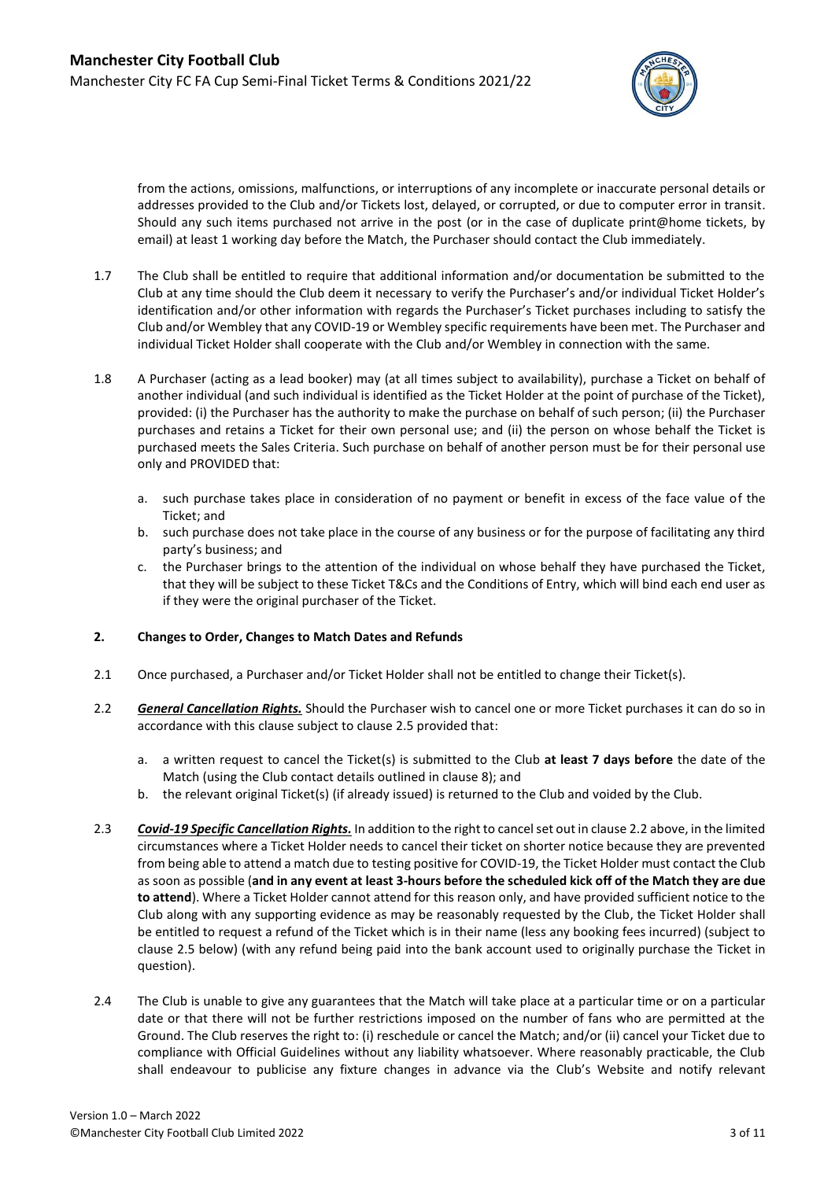from the actions, omissions, malfunctions, or interruptions of any incomplete or inaccurate personal details or addresses provided to the Club and/or Tickets lost, delayed, or corrupted, or due to computer error in transit. Should any such items purchased not arrive in the post (or in the case of duplicate print@home tickets, by email) at least 1 working day before the Match, the Purchaser should contact the Club immediately.

1.7 The Club shall be entitled to require that additional information and/or documentation be submitted to the Club at any time should the Club deem it necessary to verify the Purchaser's and/or individual Ticket Holder's identification and/or other information with regards the Purchaser's Ticket purchases including to satisfy the Club and/or Wembley that any COVID-19 or Wembley specific requirements have been met. The Purchaser and individual Ticket Holder shall cooperate with the Club and/or Wembley in connection with the same.

1.8 A Purchaser (acting as a lead booker) may (at all times subject to availability), purchase a Ticket on behalf of another individual (and such individual is identified as the Ticket Holder at the point of purchase of the Ticket), provided: (i) the Purchaser has the authority to make the purchase on behalf of such person; (ii) the Purchaser purchases and retains a Ticket for their own personal use; and (ii) the person on whose behalf the Ticket is purchased meets the Sales Criteria. Such purchase on behalf of another person must be for their personal use only and PROVIDED that:

a. such purchase takes place in consideration of no payment or benefit in excess of the face value of the Ticket; and
b. such purchase does not take place in the course of any business or for the purpose of facilitating any third party's business; and
c. the Purchaser brings to the attention of the individual on whose behalf they have purchased the Ticket, that they will be subject to these Ticket T&Cs and the Conditions of Entry, which will bind each end user as if they were the original purchaser of the Ticket.

**2. Changes to Order, Changes to Match Dates and Refunds**

2.1 Once purchased, a Purchaser and/or Ticket Holder shall not be entitled to change their Ticket(s).

2.2 ***General Cancellation Rights.*** Should the Purchaser wish to cancel one or more Ticket purchases it can do so in accordance with this clause subject to clause 2.5 provided that:

a. a written request to cancel the Ticket(s) is submitted to the Club **at least 7 days before** the date of the Match (using the Club contact details outlined in clause 8); and
b. the relevant original Ticket(s) (if already issued) is returned to the Club and voided by the Club.

2.3 ***Covid-19 Specific Cancellation Rights.*** In addition to the right to cancel set out in clause 2.2 above, in the limited circumstances where a Ticket Holder needs to cancel their ticket on shorter notice because they are prevented from being able to attend a match due to testing positive for COVID-19, the Ticket Holder must contact the Club as soon as possible (**and in any event at least 3-hours before the scheduled kick off of the Match they are due to attend**). Where a Ticket Holder cannot attend for this reason only, and have provided sufficient notice to the Club along with any supporting evidence as may be reasonably requested by the Club, the Ticket Holder shall be entitled to request a refund of the Ticket which is in their name (less any booking fees incurred) (subject to clause 2.5 below) (with any refund being paid into the bank account used to originally purchase the Ticket in question).

2.4 The Club is unable to give any guarantees that the Match will take place at a particular time or on a particular date or that there will not be further restrictions imposed on the number of fans who are permitted at the Ground. The Club reserves the right to: (i) reschedule or cancel the Match; and/or (ii) cancel your Ticket due to compliance with Official Guidelines without any liability whatsoever. Where reasonably practicable, the Club shall endeavour to publicise any fixture changes in advance via the Club's Website and notify relevant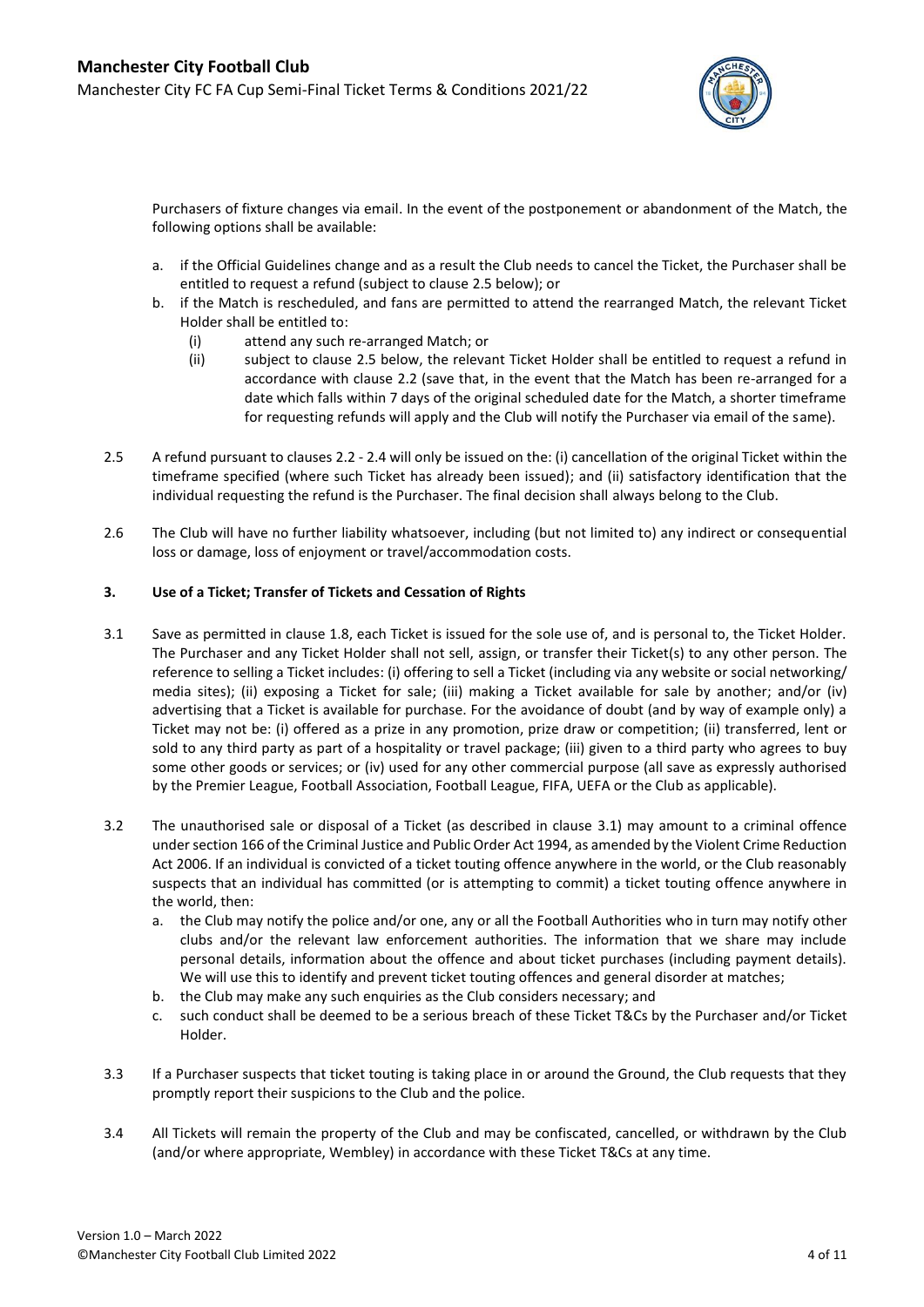Purchasers of fixture changes via email. In the event of the postponement or abandonment of the Match, the following options shall be available:

a. if the Official Guidelines change and as a result the Club needs to cancel the Ticket, the Purchaser shall be entitled to request a refund (subject to clause 2.5 below); or

b. if the Match is rescheduled, and fans are permitted to attend the rearranged Match, the relevant Ticket Holder shall be entitled to:

   (i) attend any such re-arranged Match; or

   (ii) subject to clause 2.5 below, the relevant Ticket Holder shall be entitled to request a refund in accordance with clause 2.2 (save that, in the event that the Match has been re-arranged for a date which falls within 7 days of the original scheduled date for the Match, a shorter timeframe for requesting refunds will apply and the Club will notify the Purchaser via email of the same).

2.5 A refund pursuant to clauses 2.2 - 2.4 will only be issued on the: (i) cancellation of the original Ticket within the timeframe specified (where such Ticket has already been issued); and (ii) satisfactory identification that the individual requesting the refund is the Purchaser. The final decision shall always belong to the Club.

2.6 The Club will have no further liability whatsoever, including (but not limited to) any indirect or consequential loss or damage, loss of enjoyment or travel/accommodation costs.

**3. Use of a Ticket; Transfer of Tickets and Cessation of Rights**

3.1 Save as permitted in clause 1.8, each Ticket is issued for the sole use of, and is personal to, the Ticket Holder. The Purchaser and any Ticket Holder shall not sell, assign, or transfer their Ticket(s) to any other person. The reference to selling a Ticket includes: (i) offering to sell a Ticket (including via any website or social networking/ media sites); (ii) exposing a Ticket for sale; (iii) making a Ticket available for sale by another; and/or (iv) advertising that a Ticket is available for purchase. For the avoidance of doubt (and by way of example only) a Ticket may not be: (i) offered as a prize in any promotion, prize draw or competition; (ii) transferred, lent or sold to any third party as part of a hospitality or travel package; (iii) given to a third party who agrees to buy some other goods or services; or (iv) used for any other commercial purpose (all save as expressly authorised by the Premier League, Football Association, Football League, FIFA, UEFA or the Club as applicable).

3.2 The unauthorised sale or disposal of a Ticket (as described in clause 3.1) may amount to a criminal offence under section 166 of the Criminal Justice and Public Order Act 1994, as amended by the Violent Crime Reduction Act 2006. If an individual is convicted of a ticket touting offence anywhere in the world, or the Club reasonably suspects that an individual has committed (or is attempting to commit) a ticket touting offence anywhere in the world, then:

a. the Club may notify the police and/or one, any or all the Football Authorities who in turn may notify other clubs and/or the relevant law enforcement authorities. The information that we share may include personal details, information about the offence and about ticket purchases (including payment details). We will use this to identify and prevent ticket touting offences and general disorder at matches;

b. the Club may make any such enquiries as the Club considers necessary; and

c. such conduct shall be deemed to be a serious breach of these Ticket T&Cs by the Purchaser and/or Ticket Holder.

3.3 If a Purchaser suspects that ticket touting is taking place in or around the Ground, the Club requests that they promptly report their suspicions to the Club and the police.

3.4 All Tickets will remain the property of the Club and may be confiscated, cancelled, or withdrawn by the Club (and/or where appropriate, Wembley) in accordance with these Ticket T&Cs at any time.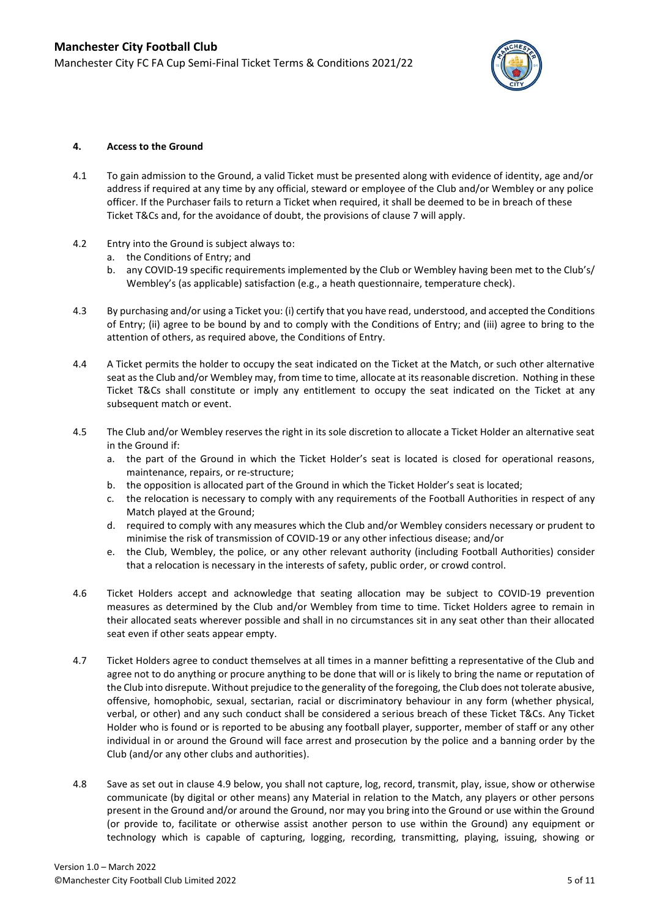#### 4. Access to the Ground

4.1 To gain admission to the Ground, a valid Ticket must be presented along with evidence of identity, age and/or address if required at any time by any official, steward or employee of the Club and/or Wembley or any police officer. If the Purchaser fails to return a Ticket when required, it shall be deemed to be in breach of these Ticket T&Cs and, for the avoidance of doubt, the provisions of clause 7 will apply.

4.2 Entry into the Ground is subject always to:

a. the Conditions of Entry; and
b. any COVID-19 specific requirements implemented by the Club or Wembley having been met to the Club's/ Wembley's (as applicable) satisfaction (e.g., a heath questionnaire, temperature check).

4.3 By purchasing and/or using a Ticket you: (i) certify that you have read, understood, and accepted the Conditions of Entry; (ii) agree to be bound by and to comply with the Conditions of Entry; and (iii) agree to bring to the attention of others, as required above, the Conditions of Entry.

4.4 A Ticket permits the holder to occupy the seat indicated on the Ticket at the Match, or such other alternative seat as the Club and/or Wembley may, from time to time, allocate at its reasonable discretion. Nothing in these Ticket T&Cs shall constitute or imply any entitlement to occupy the seat indicated on the Ticket at any subsequent match or event.

4.5 The Club and/or Wembley reserves the right in its sole discretion to allocate a Ticket Holder an alternative seat in the Ground if:

a. the part of the Ground in which the Ticket Holder's seat is located is closed for operational reasons, maintenance, repairs, or re-structure;
b. the opposition is allocated part of the Ground in which the Ticket Holder's seat is located;
c. the relocation is necessary to comply with any requirements of the Football Authorities in respect of any Match played at the Ground;
d. required to comply with any measures which the Club and/or Wembley considers necessary or prudent to minimise the risk of transmission of COVID-19 or any other infectious disease; and/or
e. the Club, Wembley, the police, or any other relevant authority (including Football Authorities) consider that a relocation is necessary in the interests of safety, public order, or crowd control.

4.6 Ticket Holders accept and acknowledge that seating allocation may be subject to COVID-19 prevention measures as determined by the Club and/or Wembley from time to time. Ticket Holders agree to remain in their allocated seats wherever possible and shall in no circumstances sit in any seat other than their allocated seat even if other seats appear empty.

4.7 Ticket Holders agree to conduct themselves at all times in a manner befitting a representative of the Club and agree not to do anything or procure anything to be done that will or is likely to bring the name or reputation of the Club into disrepute. Without prejudice to the generality of the foregoing, the Club does not tolerate abusive, offensive, homophobic, sexual, sectarian, racial or discriminatory behaviour in any form (whether physical, verbal, or other) and any such conduct shall be considered a serious breach of these Ticket T&Cs. Any Ticket Holder who is found or is reported to be abusing any football player, supporter, member of staff or any other individual in or around the Ground will face arrest and prosecution by the police and a banning order by the Club (and/or any other clubs and authorities).

4.8 Save as set out in clause 4.9 below, you shall not capture, log, record, transmit, play, issue, show or otherwise communicate (by digital or other means) any Material in relation to the Match, any players or other persons present in the Ground and/or around the Ground, nor may you bring into the Ground or use within the Ground (or provide to, facilitate or otherwise assist another person to use within the Ground) any equipment or technology which is capable of capturing, logging, recording, transmitting, playing, issuing, showing or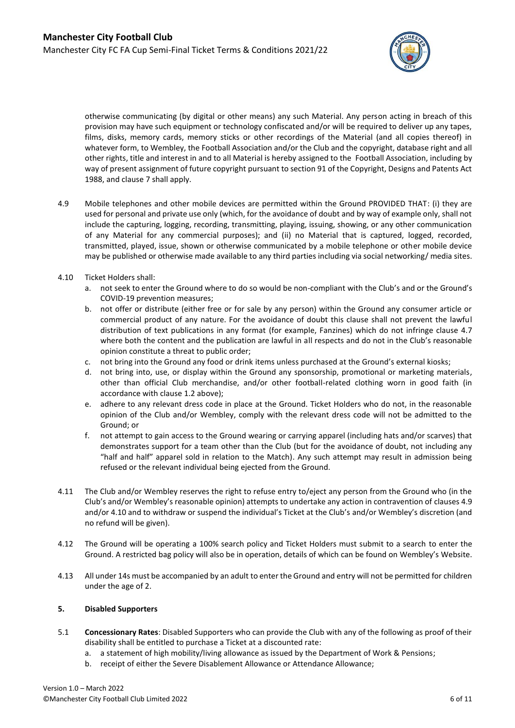otherwise communicating (by digital or other means) any such Material. Any person acting in breach of this provision may have such equipment or technology confiscated and/or will be required to deliver up any tapes, films, disks, memory cards, memory sticks or other recordings of the Material (and all copies thereof) in whatever form, to Wembley, the Football Association and/or the Club and the copyright, database right and all other rights, title and interest in and to all Material is hereby assigned to the Football Association, including by way of present assignment of future copyright pursuant to section 91 of the Copyright, Designs and Patents Act 1988, and clause 7 shall apply.

4.9 Mobile telephones and other mobile devices are permitted within the Ground PROVIDED THAT: (i) they are used for personal and private use only (which, for the avoidance of doubt and by way of example only, shall not include the capturing, logging, recording, transmitting, playing, issuing, showing, or any other communication of any Material for any commercial purposes); and (ii) no Material that is captured, logged, recorded, transmitted, played, issue, shown or otherwise communicated by a mobile telephone or other mobile device may be published or otherwise made available to any third parties including via social networking/ media sites.

4.10 Ticket Holders shall:

a. not seek to enter the Ground where to do so would be non-compliant with the Club's and or the Ground's COVID-19 prevention measures;
b. not offer or distribute (either free or for sale by any person) within the Ground any consumer article or commercial product of any nature. For the avoidance of doubt this clause shall not prevent the lawful distribution of text publications in any format (for example, Fanzines) which do not infringe clause 4.7 where both the content and the publication are lawful in all respects and do not in the Club's reasonable opinion constitute a threat to public order;
c. not bring into the Ground any food or drink items unless purchased at the Ground's external kiosks;
d. not bring into, use, or display within the Ground any sponsorship, promotional or marketing materials, other than official Club merchandise, and/or other football-related clothing worn in good faith (in accordance with clause 1.2 above);
e. adhere to any relevant dress code in place at the Ground. Ticket Holders who do not, in the reasonable opinion of the Club and/or Wembley, comply with the relevant dress code will not be admitted to the Ground; or
f. not attempt to gain access to the Ground wearing or carrying apparel (including hats and/or scarves) that demonstrates support for a team other than the Club (but for the avoidance of doubt, not including any "half and half" apparel sold in relation to the Match). Any such attempt may result in admission being refused or the relevant individual being ejected from the Ground.

4.11 The Club and/or Wembley reserves the right to refuse entry to/eject any person from the Ground who (in the Club's and/or Wembley's reasonable opinion) attempts to undertake any action in contravention of clauses 4.9 and/or 4.10 and to withdraw or suspend the individual's Ticket at the Club's and/or Wembley's discretion (and no refund will be given).

4.12 The Ground will be operating a 100% search policy and Ticket Holders must submit to a search to enter the Ground. A restricted bag policy will also be in operation, details of which can be found on Wembley's Website.

4.13 All under 14s must be accompanied by an adult to enter the Ground and entry will not be permitted for children under the age of 2.

## 5. Disabled Supporters

5.1 **Concessionary Rates**: Disabled Supporters who can provide the Club with any of the following as proof of their disability shall be entitled to purchase a Ticket at a discounted rate:

a. a statement of high mobility/living allowance as issued by the Department of Work & Pensions;
b. receipt of either the Severe Disablement Allowance or Attendance Allowance;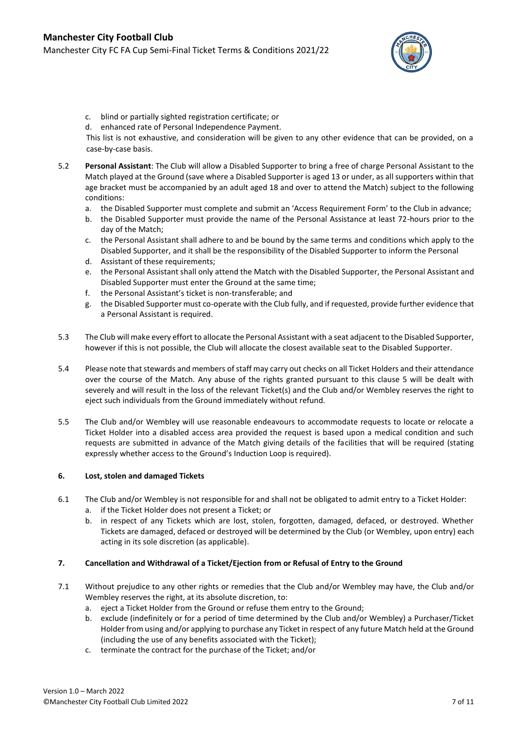c. blind or partially sighted registration certificate; or
d. enhanced rate of Personal Independence Payment.

This list is not exhaustive, and consideration will be given to any other evidence that can be provided, on a case-by-case basis.

5.2 **Personal Assistant**: The Club will allow a Disabled Supporter to bring a free of charge Personal Assistant to the Match played at the Ground (save where a Disabled Supporter is aged 13 or under, as all supporters within that age bracket must be accompanied by an adult aged 18 and over to attend the Match) subject to the following conditions:

a. the Disabled Supporter must complete and submit an 'Access Requirement Form' to the Club in advance;
b. the Disabled Supporter must provide the name of the Personal Assistance at least 72-hours prior to the day of the Match;
c. the Personal Assistant shall adhere to and be bound by the same terms and conditions which apply to the Disabled Supporter, and it shall be the responsibility of the Disabled Supporter to inform the Personal
d. Assistant of these requirements;
e. the Personal Assistant shall only attend the Match with the Disabled Supporter, the Personal Assistant and Disabled Supporter must enter the Ground at the same time;
f. the Personal Assistant's ticket is non-transferable; and
g. the Disabled Supporter must co-operate with the Club fully, and if requested, provide further evidence that a Personal Assistant is required.

5.3 The Club will make every effort to allocate the Personal Assistant with a seat adjacent to the Disabled Supporter, however if this is not possible, the Club will allocate the closest available seat to the Disabled Supporter.

5.4 Please note that stewards and members of staff may carry out checks on all Ticket Holders and their attendance over the course of the Match. Any abuse of the rights granted pursuant to this clause 5 will be dealt with severely and will result in the loss of the relevant Ticket(s) and the Club and/or Wembley reserves the right to eject such individuals from the Ground immediately without refund.

5.5 The Club and/or Wembley will use reasonable endeavours to accommodate requests to locate or relocate a Ticket Holder into a disabled access area provided the request is based upon a medical condition and such requests are submitted in advance of the Match giving details of the facilities that will be required (stating expressly whether access to the Ground's Induction Loop is required).

## 6. Lost, stolen and damaged Tickets

6.1 The Club and/or Wembley is not responsible for and shall not be obligated to admit entry to a Ticket Holder:

a. if the Ticket Holder does not present a Ticket; or
b. in respect of any Tickets which are lost, stolen, forgotten, damaged, defaced, or destroyed. Whether Tickets are damaged, defaced or destroyed will be determined by the Club (or Wembley, upon entry) each acting in its sole discretion (as applicable).

## 7. Cancellation and Withdrawal of a Ticket/Ejection from or Refusal of Entry to the Ground

7.1 Without prejudice to any other rights or remedies that the Club and/or Wembley may have, the Club and/or Wembley reserves the right, at its absolute discretion, to:

a. eject a Ticket Holder from the Ground or refuse them entry to the Ground;
b. exclude (indefinitely or for a period of time determined by the Club and/or Wembley) a Purchaser/Ticket Holder from using and/or applying to purchase any Ticket in respect of any future Match held at the Ground (including the use of any benefits associated with the Ticket);
c. terminate the contract for the purchase of the Ticket; and/or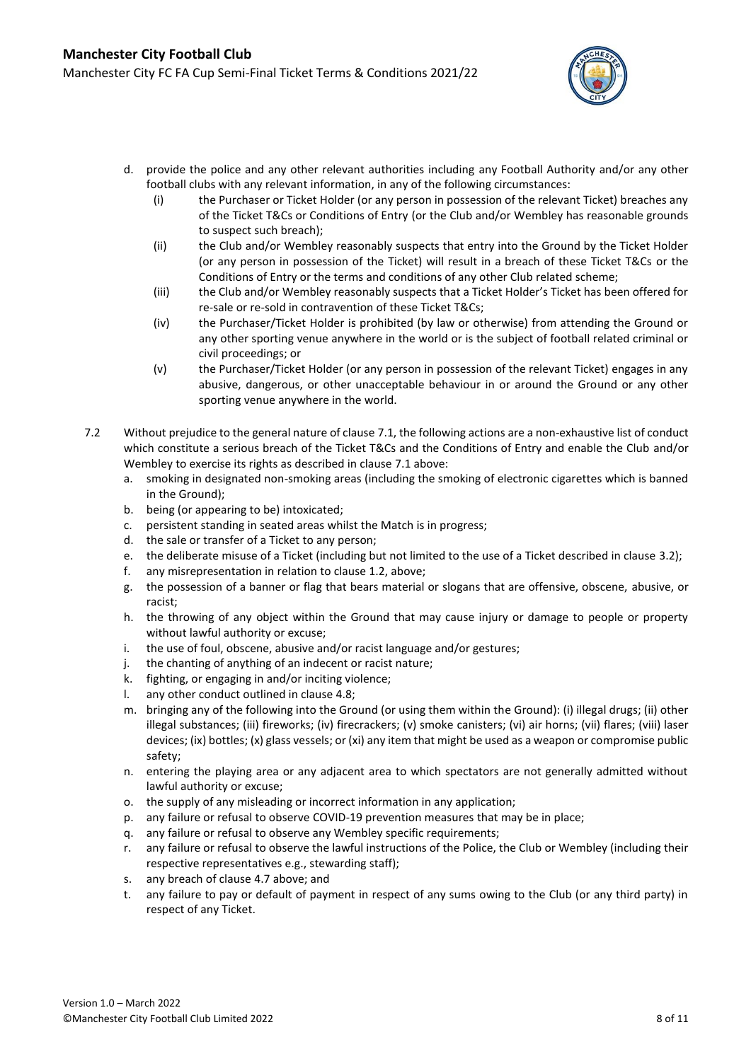d. provide the police and any other relevant authorities including any Football Authority and/or any other football clubs with any relevant information, in any of the following circumstances:
   (i) the Purchaser or Ticket Holder (or any person in possession of the relevant Ticket) breaches any of the Ticket T&Cs or Conditions of Entry (or the Club and/or Wembley has reasonable grounds to suspect such breach);
   (ii) the Club and/or Wembley reasonably suspects that entry into the Ground by the Ticket Holder (or any person in possession of the Ticket) will result in a breach of these Ticket T&Cs or the Conditions of Entry or the terms and conditions of any other Club related scheme;
   (iii) the Club and/or Wembley reasonably suspects that a Ticket Holder's Ticket has been offered for re-sale or re-sold in contravention of these Ticket T&Cs;
   (iv) the Purchaser/Ticket Holder is prohibited (by law or otherwise) from attending the Ground or any other sporting venue anywhere in the world or is the subject of football related criminal or civil proceedings; or
   (v) the Purchaser/Ticket Holder (or any person in possession of the relevant Ticket) engages in any abusive, dangerous, or other unacceptable behaviour in or around the Ground or any other sporting venue anywhere in the world.

7.2 Without prejudice to the general nature of clause 7.1, the following actions are a non-exhaustive list of conduct which constitute a serious breach of the Ticket T&Cs and the Conditions of Entry and enable the Club and/or Wembley to exercise its rights as described in clause 7.1 above:

a. smoking in designated non-smoking areas (including the smoking of electronic cigarettes which is banned in the Ground);
b. being (or appearing to be) intoxicated;
c. persistent standing in seated areas whilst the Match is in progress;
d. the sale or transfer of a Ticket to any person;
e. the deliberate misuse of a Ticket (including but not limited to the use of a Ticket described in clause 3.2);
f. any misrepresentation in relation to clause 1.2, above;
g. the possession of a banner or flag that bears material or slogans that are offensive, obscene, abusive, or racist;
h. the throwing of any object within the Ground that may cause injury or damage to people or property without lawful authority or excuse;
i. the use of foul, obscene, abusive and/or racist language and/or gestures;
j. the chanting of anything of an indecent or racist nature;
k. fighting, or engaging in and/or inciting violence;
l. any other conduct outlined in clause 4.8;
m. bringing any of the following into the Ground (or using them within the Ground): (i) illegal drugs; (ii) other illegal substances; (iii) fireworks; (iv) firecrackers; (v) smoke canisters; (vi) air horns; (vii) flares; (viii) laser devices; (ix) bottles; (x) glass vessels; or (xi) any item that might be used as a weapon or compromise public safety;
n. entering the playing area or any adjacent area to which spectators are not generally admitted without lawful authority or excuse;
o. the supply of any misleading or incorrect information in any application;
p. any failure or refusal to observe COVID-19 prevention measures that may be in place;
q. any failure or refusal to observe any Wembley specific requirements;
r. any failure or refusal to observe the lawful instructions of the Police, the Club or Wembley (including their respective representatives e.g., stewarding staff);
s. any breach of clause 4.7 above; and
t. any failure to pay or default of payment in respect of any sums owing to the Club (or any third party) in respect of any Ticket.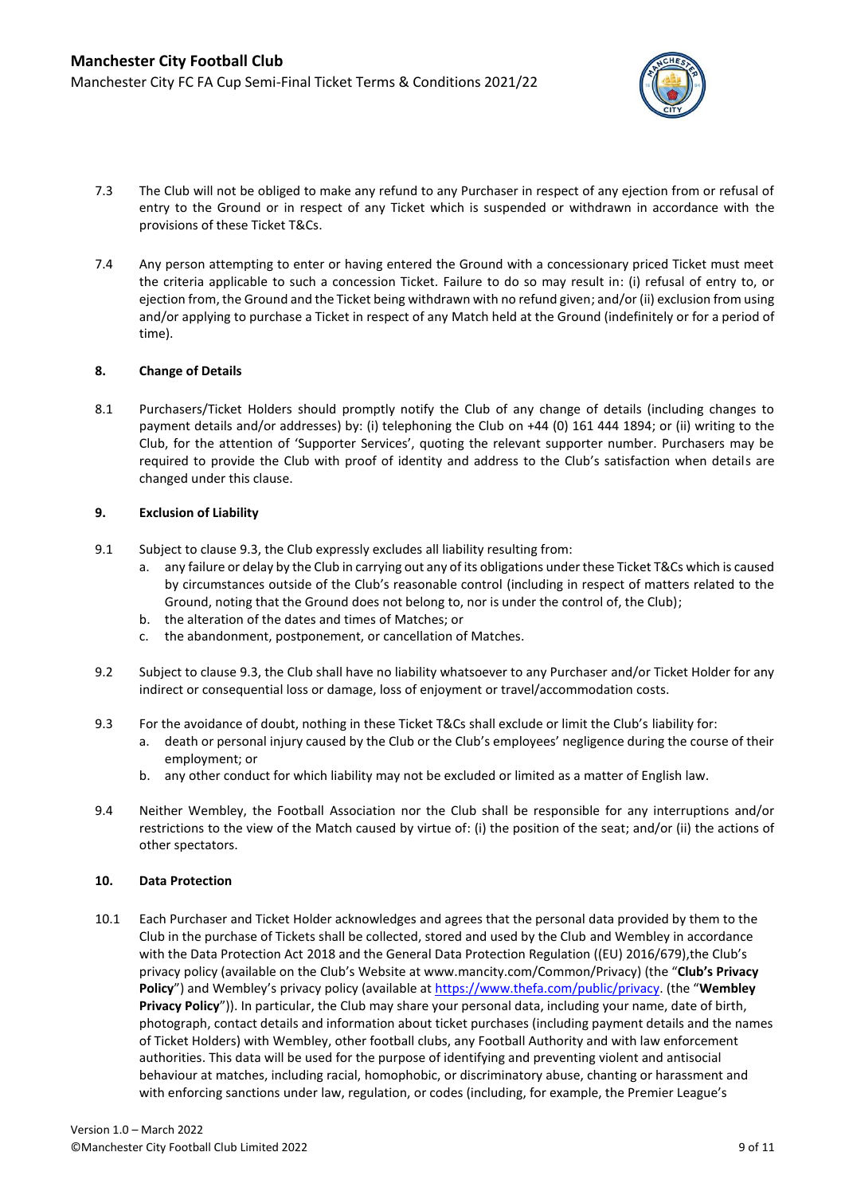7.3 The Club will not be obliged to make any refund to any Purchaser in respect of any ejection from or refusal of entry to the Ground or in respect of any Ticket which is suspended or withdrawn in accordance with the provisions of these Ticket T&Cs.

7.4 Any person attempting to enter or having entered the Ground with a concessionary priced Ticket must meet the criteria applicable to such a concession Ticket. Failure to do so may result in: (i) refusal of entry to, or ejection from, the Ground and the Ticket being withdrawn with no refund given; and/or (ii) exclusion from using and/or applying to purchase a Ticket in respect of any Match held at the Ground (indefinitely or for a period of time).

## 8. Change of Details

8.1 Purchasers/Ticket Holders should promptly notify the Club of any change of details (including changes to payment details and/or addresses) by: (i) telephoning the Club on +44 (0) 161 444 1894; or (ii) writing to the Club, for the attention of 'Supporter Services', quoting the relevant supporter number. Purchasers may be required to provide the Club with proof of identity and address to the Club's satisfaction when details are changed under this clause.

## 9. Exclusion of Liability

9.1 Subject to clause 9.3, the Club expressly excludes all liability resulting from:

a. any failure or delay by the Club in carrying out any of its obligations under these Ticket T&Cs which is caused by circumstances outside of the Club's reasonable control (including in respect of matters related to the Ground, noting that the Ground does not belong to, nor is under the control of, the Club);
b. the alteration of the dates and times of Matches; or
c. the abandonment, postponement, or cancellation of Matches.

9.2 Subject to clause 9.3, the Club shall have no liability whatsoever to any Purchaser and/or Ticket Holder for any indirect or consequential loss or damage, loss of enjoyment or travel/accommodation costs.

9.3 For the avoidance of doubt, nothing in these Ticket T&Cs shall exclude or limit the Club's liability for:

a. death or personal injury caused by the Club or the Club's employees' negligence during the course of their employment; or
b. any other conduct for which liability may not be excluded or limited as a matter of English law.

9.4 Neither Wembley, the Football Association nor the Club shall be responsible for any interruptions and/or restrictions to the view of the Match caused by virtue of: (i) the position of the seat; and/or (ii) the actions of other spectators.

## 10. Data Protection

10.1 Each Purchaser and Ticket Holder acknowledges and agrees that the personal data provided by them to the Club in the purchase of Tickets shall be collected, stored and used by the Club and Wembley in accordance with the Data Protection Act 2018 and the General Data Protection Regulation ((EU) 2016/679),the Club's privacy policy (available on the Club's Website at www.mancity.com/Common/Privacy) (the "**Club's Privacy Policy**") and Wembley's privacy policy (available at https://www.thefa.com/public/privacy. (the "**Wembley Privacy Policy**")). In particular, the Club may share your personal data, including your name, date of birth, photograph, contact details and information about ticket purchases (including payment details and the names of Ticket Holders) with Wembley, other football clubs, any Football Authority and with law enforcement authorities. This data will be used for the purpose of identifying and preventing violent and antisocial behaviour at matches, including racial, homophobic, or discriminatory abuse, chanting or harassment and with enforcing sanctions under law, regulation, or codes (including, for example, the Premier League's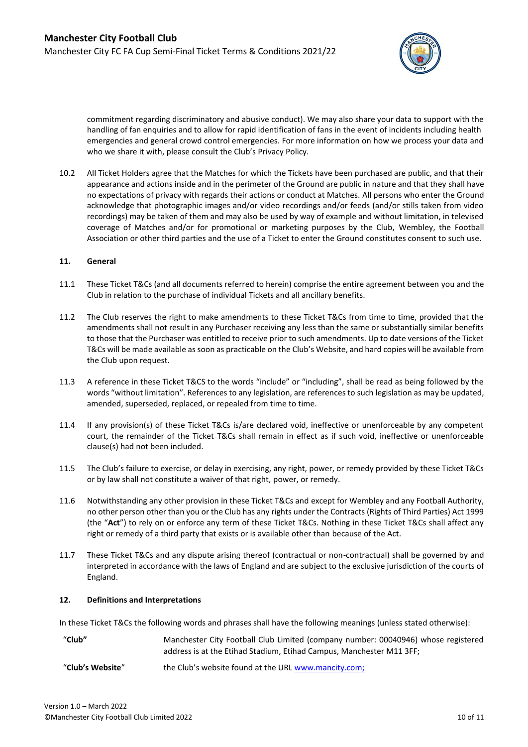commitment regarding discriminatory and abusive conduct). We may also share your data to support with the handling of fan enquiries and to allow for rapid identification of fans in the event of incidents including health emergencies and general crowd control emergencies. For more information on how we process your data and who we share it with, please consult the Club's Privacy Policy.

10.2 All Ticket Holders agree that the Matches for which the Tickets have been purchased are public, and that their appearance and actions inside and in the perimeter of the Ground are public in nature and that they shall have no expectations of privacy with regards their actions or conduct at Matches. All persons who enter the Ground acknowledge that photographic images and/or video recordings and/or feeds (and/or stills taken from video recordings) may be taken of them and may also be used by way of example and without limitation, in televised coverage of Matches and/or for promotional or marketing purposes by the Club, Wembley, the Football Association or other third parties and the use of a Ticket to enter the Ground constitutes consent to such use.

## 11. General

11.1 These Ticket T&Cs (and all documents referred to herein) comprise the entire agreement between you and the Club in relation to the purchase of individual Tickets and all ancillary benefits.

11.2 The Club reserves the right to make amendments to these Ticket T&Cs from time to time, provided that the amendments shall not result in any Purchaser receiving any less than the same or substantially similar benefits to those that the Purchaser was entitled to receive prior to such amendments. Up to date versions of the Ticket T&Cs will be made available as soon as practicable on the Club's Website, and hard copies will be available from the Club upon request.

11.3 A reference in these Ticket T&CS to the words "include" or "including", shall be read as being followed by the words "without limitation". References to any legislation, are references to such legislation as may be updated, amended, superseded, replaced, or repealed from time to time.

11.4 If any provision(s) of these Ticket T&Cs is/are declared void, ineffective or unenforceable by any competent court, the remainder of the Ticket T&Cs shall remain in effect as if such void, ineffective or unenforceable clause(s) had not been included.

11.5 The Club's failure to exercise, or delay in exercising, any right, power, or remedy provided by these Ticket T&Cs or by law shall not constitute a waiver of that right, power, or remedy.

11.6 Notwithstanding any other provision in these Ticket T&Cs and except for Wembley and any Football Authority, no other person other than you or the Club has any rights under the Contracts (Rights of Third Parties) Act 1999 (the "**Act**") to rely on or enforce any term of these Ticket T&Cs. Nothing in these Ticket T&Cs shall affect any right or remedy of a third party that exists or is available other than because of the Act.

11.7 These Ticket T&Cs and any dispute arising thereof (contractual or non-contractual) shall be governed by and interpreted in accordance with the laws of England and are subject to the exclusive jurisdiction of the courts of England.

## 12. Definitions and Interpretations

In these Ticket T&Cs the following words and phrases shall have the following meanings (unless stated otherwise):

| | |
|---|---|
| "**Club"** | Manchester City Football Club Limited (company number: 00040946) whose registered address is at the Etihad Stadium, Etihad Campus, Manchester M11 3FF; |
| "**Club's Website**" | the Club's website found at the URL www.mancity.com; |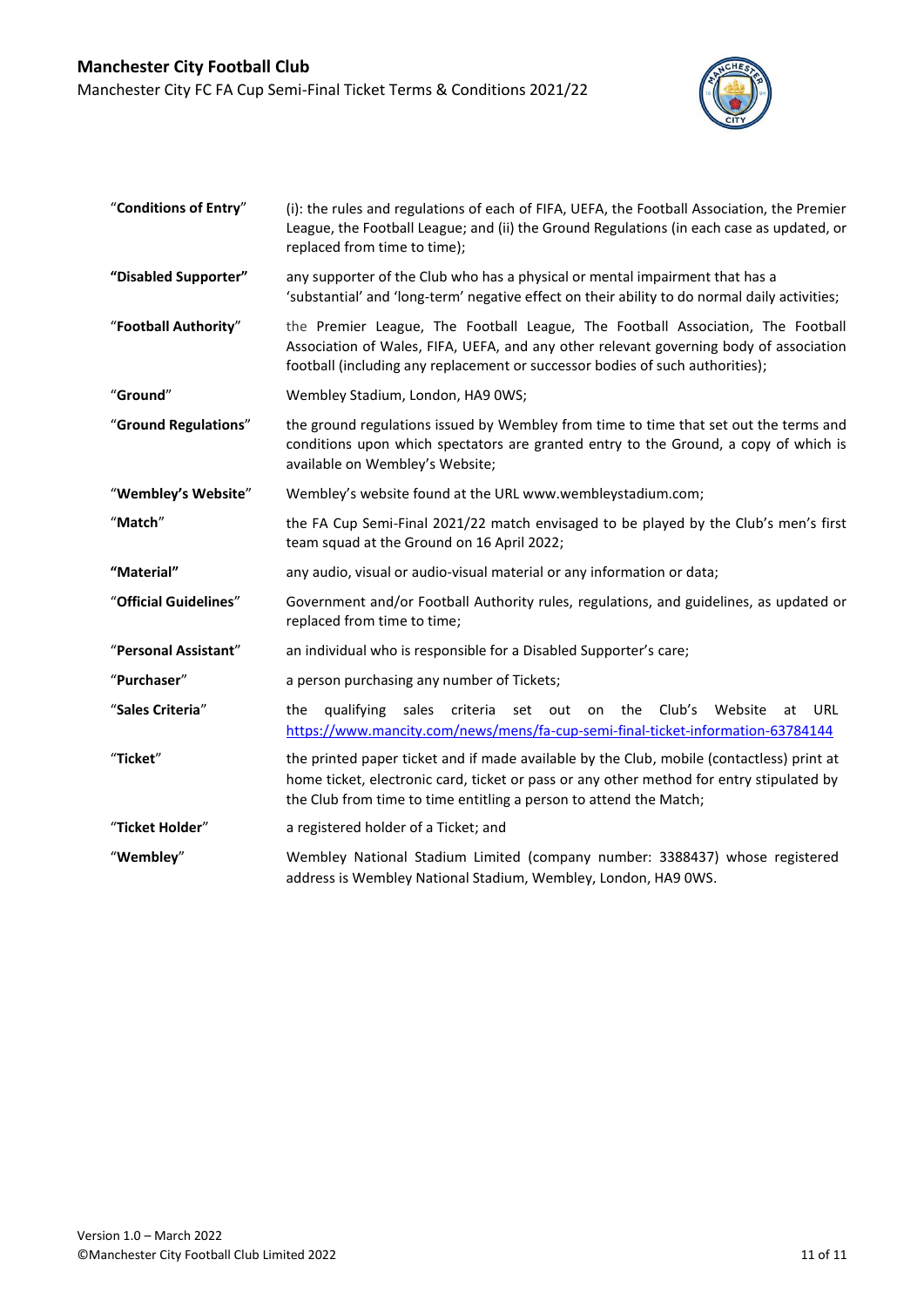| | |
|---|---|
| "**Conditions of Entry**" | (i): the rules and regulations of each of FIFA, UEFA, the Football Association, the Premier League, the Football League; and (ii) the Ground Regulations (in each case as updated, or replaced from time to time); |
| **"Disabled Supporter"** | any supporter of the Club who has a physical or mental impairment that has a 'substantial' and 'long-term' negative effect on their ability to do normal daily activities; |
| "**Football Authority**" | the Premier League, The Football League, The Football Association, The Football Association of Wales, FIFA, UEFA, and any other relevant governing body of association football (including any replacement or successor bodies of such authorities); |
| "**Ground**" | Wembley Stadium, London, HA9 0WS; |
| "**Ground Regulations**" | the ground regulations issued by Wembley from time to time that set out the terms and conditions upon which spectators are granted entry to the Ground, a copy of which is available on Wembley's Website; |
| "**Wembley's Website**" | Wembley's website found at the URL www.wembleystadium.com; |
| "**Match**" | the FA Cup Semi-Final 2021/22 match envisaged to be played by the Club's men's first team squad at the Ground on 16 April 2022; |
| **"Material"** | any audio, visual or audio-visual material or any information or data; |
| "**Official Guidelines**" | Government and/or Football Authority rules, regulations, and guidelines, as updated or replaced from time to time; |
| "**Personal Assistant**" | an individual who is responsible for a Disabled Supporter's care; |
| "**Purchaser**" | a person purchasing any number of Tickets; |
| "**Sales Criteria**" | the qualifying sales criteria set out on the Club's Website at URL https://www.mancity.com/news/mens/fa-cup-semi-final-ticket-information-63784144 |
| "**Ticket**" | the printed paper ticket and if made available by the Club, mobile (contactless) print at home ticket, electronic card, ticket or pass or any other method for entry stipulated by the Club from time to time entitling a person to attend the Match; |
| "**Ticket Holder**" | a registered holder of a Ticket; and |
| "**Wembley**" | Wembley National Stadium Limited (company number: 3388437) whose registered address is Wembley National Stadium, Wembley, London, HA9 0WS. |